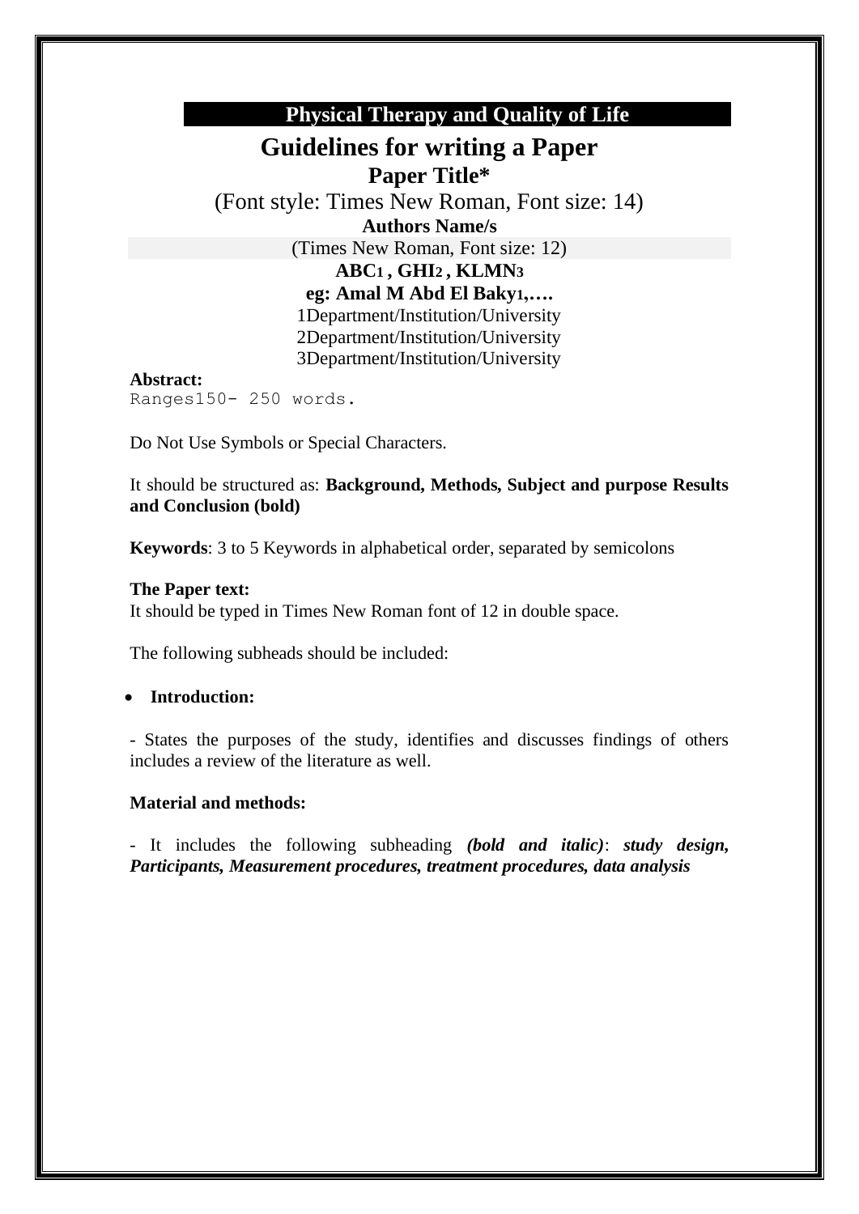**Physical Therapy and Quality of Life**

# Guidelines for writing a Paper

## Paper Title*

(Font style: Times New Roman, Font size: 14)

**Authors Name/s**

(Times New Roman, Font size: 12)

**ABC[1] , GHI[2] , KLMN[3]**

**eg: Amal M Abd El Baky[1],….**

1Department/Institution/University

2Department/Institution/University

3Department/Institution/University

**Abstract:**

Ranges150- 250 words.

Do Not Use Symbols or Special Characters.

It should be structured as: **Background, Methods, Subject and purpose Results and Conclusion (bold)**

**Keywords**: 3 to 5 Keywords in alphabetical order, separated by semicolons

**The Paper text:**

It should be typed in Times New Roman font of 12 in double space.

The following subheads should be included:

- **Introduction:**

- States the purposes of the study, identifies and discusses findings of others includes a review of the literature as well.

**Material and methods:**

- It includes the following subheading ***(bold and italic)***: ***study design, Participants, Measurement procedures, treatment procedures, data analysis***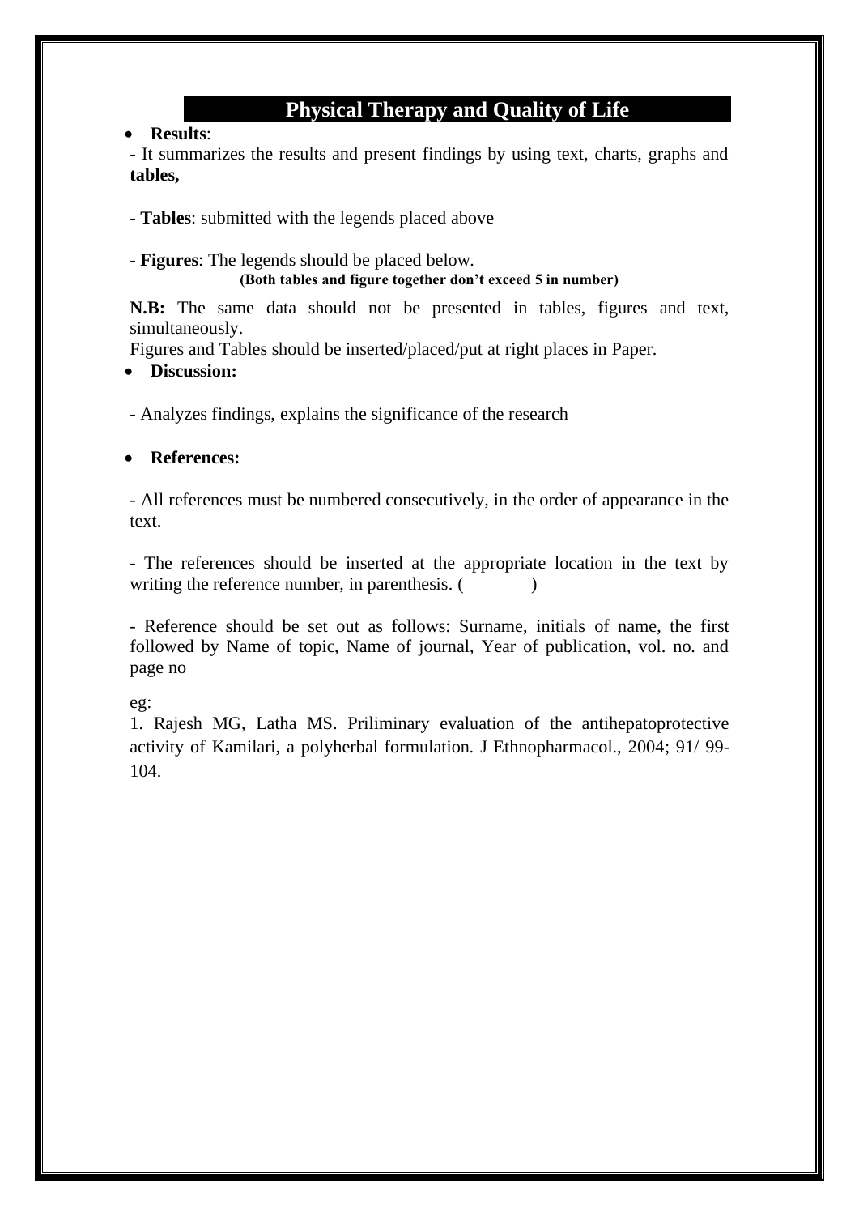# Physical Therapy and Quality of Life

- **Results**:

- It summarizes the results and present findings by using text, charts, graphs and **tables,**

- **Tables**: submitted with the legends placed above

- **Figures**: The legends should be placed below.

**(Both tables and figure together don't exceed 5 in number)**

**N.B:** The same data should not be presented in tables, figures and text, simultaneously.

Figures and Tables should be inserted/placed/put at right places in Paper.

- **Discussion:**

- Analyzes findings, explains the significance of the research

- **References:**

- All references must be numbered consecutively, in the order of appearance in the text.

- The references should be inserted at the appropriate location in the text by writing the reference number, in parenthesis. (            )

- Reference should be set out as follows: Surname, initials of name, the first followed by Name of topic, Name of journal, Year of publication, vol. no. and page no

eg:

1. Rajesh MG, Latha MS. Priliminary evaluation of the antihepatoprotective activity of Kamilari, a polyherbal formulation. J Ethnopharmacol., 2004; 91/ 99-104.